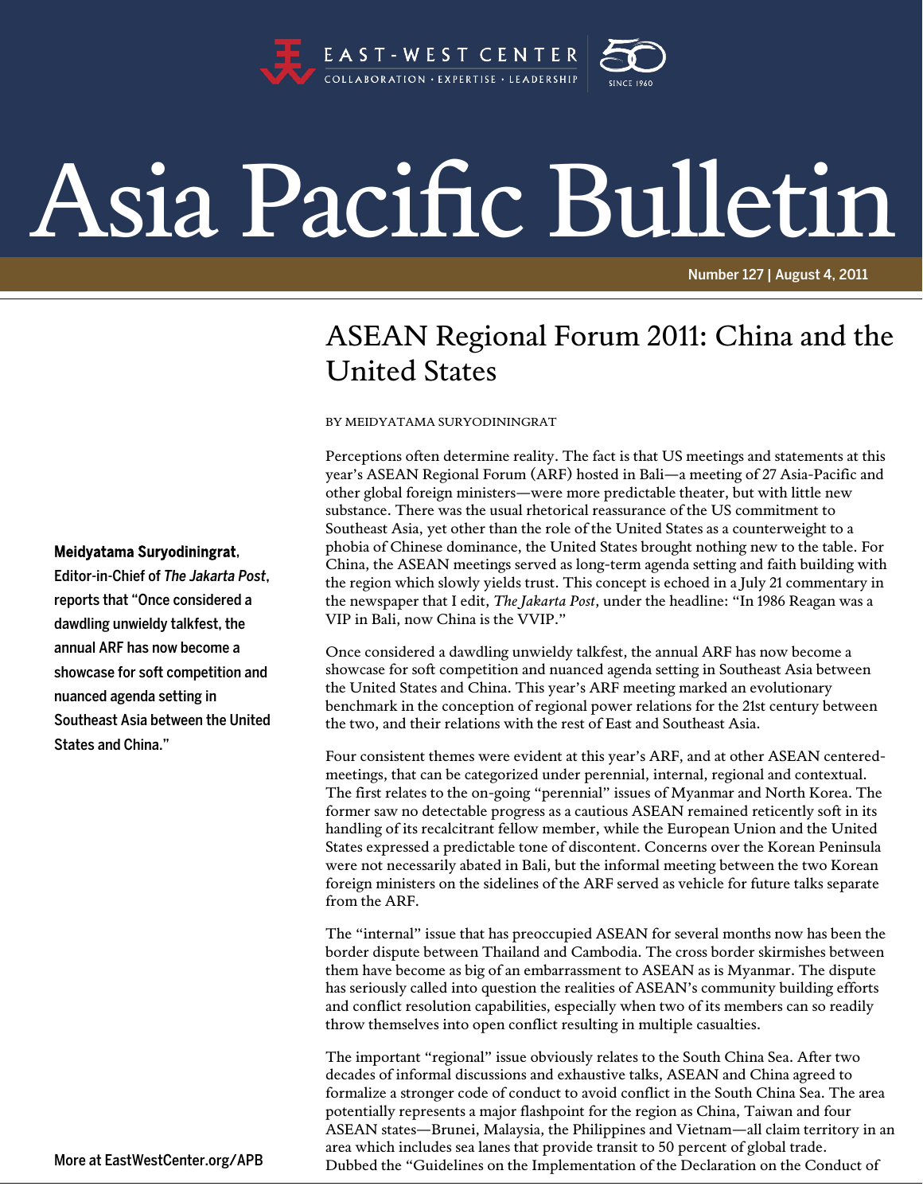# Asia Pacific Bulletin

Number 127 | August 4, 2011

## ASEAN Regional Forum 2011: China and the United States

BY MEIDYATAMA SURYODININGRAT

**Meidyatama Suryodiningrat, Editor-in-Chief of *The Jakarta Post*, reports that "Once considered a dawdling unwieldy talkfest, the annual ARF has now become a showcase for soft competition and nuanced agenda setting in Southeast Asia between the United States and China."**

Perceptions often determine reality. The fact is that US meetings and statements at this year's ASEAN Regional Forum (ARF) hosted in Bali—a meeting of 27 Asia-Pacific and other global foreign ministers—were more predictable theater, but with little new substance. There was the usual rhetorical reassurance of the US commitment to Southeast Asia, yet other than the role of the United States as a counterweight to a phobia of Chinese dominance, the United States brought nothing new to the table. For China, the ASEAN meetings served as long-term agenda setting and faith building with the region which slowly yields trust. This concept is echoed in a July 21 commentary in the newspaper that I edit, *The Jakarta Post*, under the headline: "In 1986 Reagan was a VIP in Bali, now China is the VVIP."

Once considered a dawdling unwieldy talkfest, the annual ARF has now become a showcase for soft competition and nuanced agenda setting in Southeast Asia between the United States and China. This year's ARF meeting marked an evolutionary benchmark in the conception of regional power relations for the 21st century between the two, and their relations with the rest of East and Southeast Asia.

Four consistent themes were evident at this year's ARF, and at other ASEAN centered-meetings, that can be categorized under perennial, internal, regional and contextual. The first relates to the on-going "perennial" issues of Myanmar and North Korea. The former saw no detectable progress as a cautious ASEAN remained reticently soft in its handling of its recalcitrant fellow member, while the European Union and the United States expressed a predictable tone of discontent. Concerns over the Korean Peninsula were not necessarily abated in Bali, but the informal meeting between the two Korean foreign ministers on the sidelines of the ARF served as vehicle for future talks separate from the ARF.

The "internal" issue that has preoccupied ASEAN for several months now has been the border dispute between Thailand and Cambodia. The cross border skirmishes between them have become as big of an embarrassment to ASEAN as is Myanmar. The dispute has seriously called into question the realities of ASEAN's community building efforts and conflict resolution capabilities, especially when two of its members can so readily throw themselves into open conflict resulting in multiple casualties.

The important "regional" issue obviously relates to the South China Sea. After two decades of informal discussions and exhaustive talks, ASEAN and China agreed to formalize a stronger code of conduct to avoid conflict in the South China Sea. The area potentially represents a major flashpoint for the region as China, Taiwan and four ASEAN states—Brunei, Malaysia, the Philippines and Vietnam—all claim territory in an area which includes sea lanes that provide transit to 50 percent of global trade. Dubbed the "Guidelines on the Implementation of the Declaration on the Conduct of

More at EastWestCenter.org/APB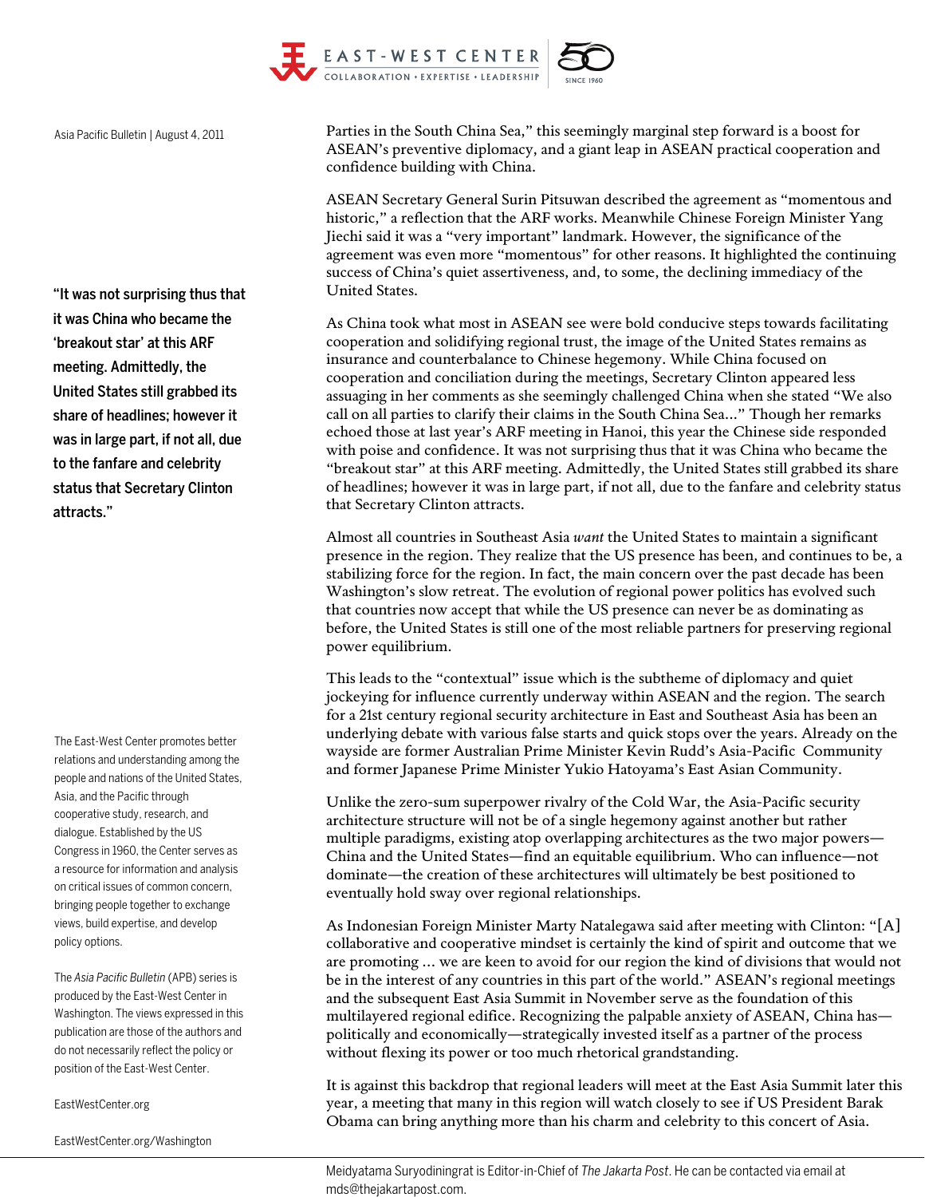Parties in the South China Sea," this seemingly marginal step forward is a boost for ASEAN's preventive diplomacy, and a giant leap in ASEAN practical cooperation and confidence building with China.

ASEAN Secretary General Surin Pitsuwan described the agreement as "momentous and historic," a reflection that the ARF works. Meanwhile Chinese Foreign Minister Yang Jiechi said it was a "very important" landmark. However, the significance of the agreement was even more "momentous" for other reasons. It highlighted the continuing success of China's quiet assertiveness, and, to some, the declining immediacy of the United States.

As China took what most in ASEAN see were bold conducive steps towards facilitating cooperation and solidifying regional trust, the image of the United States remains as insurance and counterbalance to Chinese hegemony. While China focused on cooperation and conciliation during the meetings, Secretary Clinton appeared less assuaging in her comments as she seemingly challenged China when she stated "We also call on all parties to clarify their claims in the South China Sea..." Though her remarks echoed those at last year's ARF meeting in Hanoi, this year the Chinese side responded with poise and confidence. It was not surprising thus that it was China who became the "breakout star" at this ARF meeting. Admittedly, the United States still grabbed its share of headlines; however it was in large part, if not all, due to the fanfare and celebrity status that Secretary Clinton attracts.

**"It was not surprising thus that it was China who became the 'breakout star' at this ARF meeting. Admittedly, the United States still grabbed its share of headlines; however it was in large part, if not all, due to the fanfare and celebrity status that Secretary Clinton attracts."**

Almost all countries in Southeast Asia *want* the United States to maintain a significant presence in the region. They realize that the US presence has been, and continues to be, a stabilizing force for the region. In fact, the main concern over the past decade has been Washington's slow retreat. The evolution of regional power politics has evolved such that countries now accept that while the US presence can never be as dominating as before, the United States is still one of the most reliable partners for preserving regional power equilibrium.

This leads to the "contextual" issue which is the subtheme of diplomacy and quiet jockeying for influence currently underway within ASEAN and the region. The search for a 21st century regional security architecture in East and Southeast Asia has been an underlying debate with various false starts and quick stops over the years. Already on the wayside are former Australian Prime Minister Kevin Rudd's Asia-Pacific Community and former Japanese Prime Minister Yukio Hatoyama's East Asian Community.

Unlike the zero-sum superpower rivalry of the Cold War, the Asia-Pacific security architecture structure will not be of a single hegemony against another but rather multiple paradigms, existing atop overlapping architectures as the two major powers—China and the United States—find an equitable equilibrium. Who can influence—not dominate—the creation of these architectures will ultimately be best positioned to eventually hold sway over regional relationships.

As Indonesian Foreign Minister Marty Natalegawa said after meeting with Clinton: "[A] collaborative and cooperative mindset is certainly the kind of spirit and outcome that we are promoting ... we are keen to avoid for our region the kind of divisions that would not be in the interest of any countries in this part of the world." ASEAN's regional meetings and the subsequent East Asia Summit in November serve as the foundation of this multilayered regional edifice. Recognizing the palpable anxiety of ASEAN, China has—politically and economically—strategically invested itself as a partner of the process without flexing its power or too much rhetorical grandstanding.

It is against this backdrop that regional leaders will meet at the East Asia Summit later this year, a meeting that many in this region will watch closely to see if US President Barak Obama can bring anything more than his charm and celebrity to this concert of Asia.

Meidyatama Suryodiningrat is Editor-in-Chief of *The Jakarta Post*. He can be contacted via email at mds@thejakartapost.com.

The East-West Center promotes better relations and understanding among the people and nations of the United States, Asia, and the Pacific through cooperative study, research, and dialogue. Established by the US Congress in 1960, the Center serves as a resource for information and analysis on critical issues of common concern, bringing people together to exchange views, build expertise, and develop policy options.

The *Asia Pacific Bulletin* (APB) series is produced by the East-West Center in Washington. The views expressed in this publication are those of the authors and do not necessarily reflect the policy or position of the East-West Center.

EastWestCenter.org

EastWestCenter.org/Washington